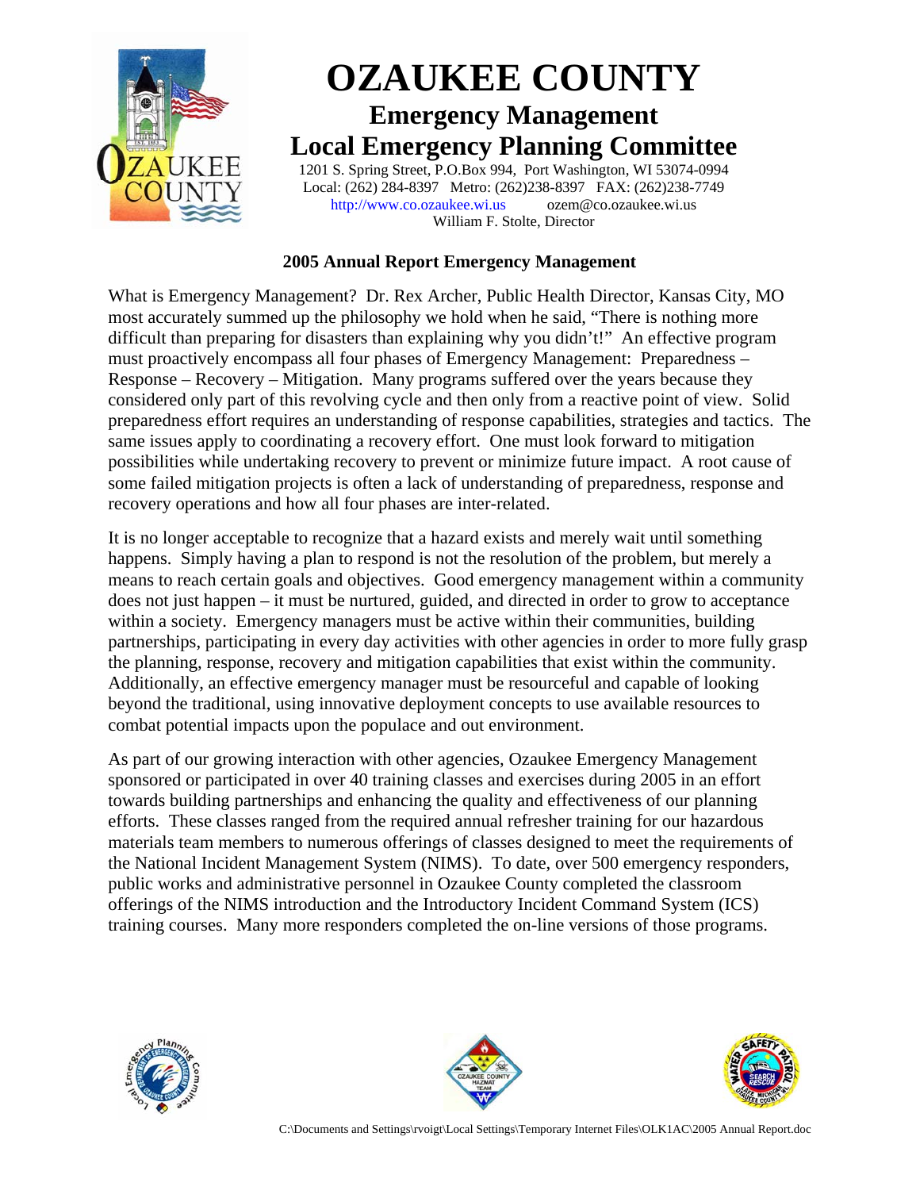# OZAUKEE COUNTY

## Emergency Management

## Local Emergency Planning Committee

1201 S. Spring Street, P.O.Box 994, Port Washington, WI 53074-0994
Local: (262) 284-8397 Metro: (262)238-8397 FAX: (262)238-7749
http://www.co.ozaukee.wi.us ozem@co.ozaukee.wi.us
William F. Stolte, Director

### 2005 Annual Report Emergency Management

What is Emergency Management? Dr. Rex Archer, Public Health Director, Kansas City, MO most accurately summed up the philosophy we hold when he said, "There is nothing more difficult than preparing for disasters than explaining why you didn't!" An effective program must proactively encompass all four phases of Emergency Management: Preparedness – Response – Recovery – Mitigation. Many programs suffered over the years because they considered only part of this revolving cycle and then only from a reactive point of view. Solid preparedness effort requires an understanding of response capabilities, strategies and tactics. The same issues apply to coordinating a recovery effort. One must look forward to mitigation possibilities while undertaking recovery to prevent or minimize future impact. A root cause of some failed mitigation projects is often a lack of understanding of preparedness, response and recovery operations and how all four phases are inter-related.

It is no longer acceptable to recognize that a hazard exists and merely wait until something happens. Simply having a plan to respond is not the resolution of the problem, but merely a means to reach certain goals and objectives. Good emergency management within a community does not just happen – it must be nurtured, guided, and directed in order to grow to acceptance within a society. Emergency managers must be active within their communities, building partnerships, participating in every day activities with other agencies in order to more fully grasp the planning, response, recovery and mitigation capabilities that exist within the community. Additionally, an effective emergency manager must be resourceful and capable of looking beyond the traditional, using innovative deployment concepts to use available resources to combat potential impacts upon the populace and out environment.

As part of our growing interaction with other agencies, Ozaukee Emergency Management sponsored or participated in over 40 training classes and exercises during 2005 in an effort towards building partnerships and enhancing the quality and effectiveness of our planning efforts. These classes ranged from the required annual refresher training for our hazardous materials team members to numerous offerings of classes designed to meet the requirements of the National Incident Management System (NIMS). To date, over 500 emergency responders, public works and administrative personnel in Ozaukee County completed the classroom offerings of the NIMS introduction and the Introductory Incident Command System (ICS) training courses. Many more responders completed the on-line versions of those programs.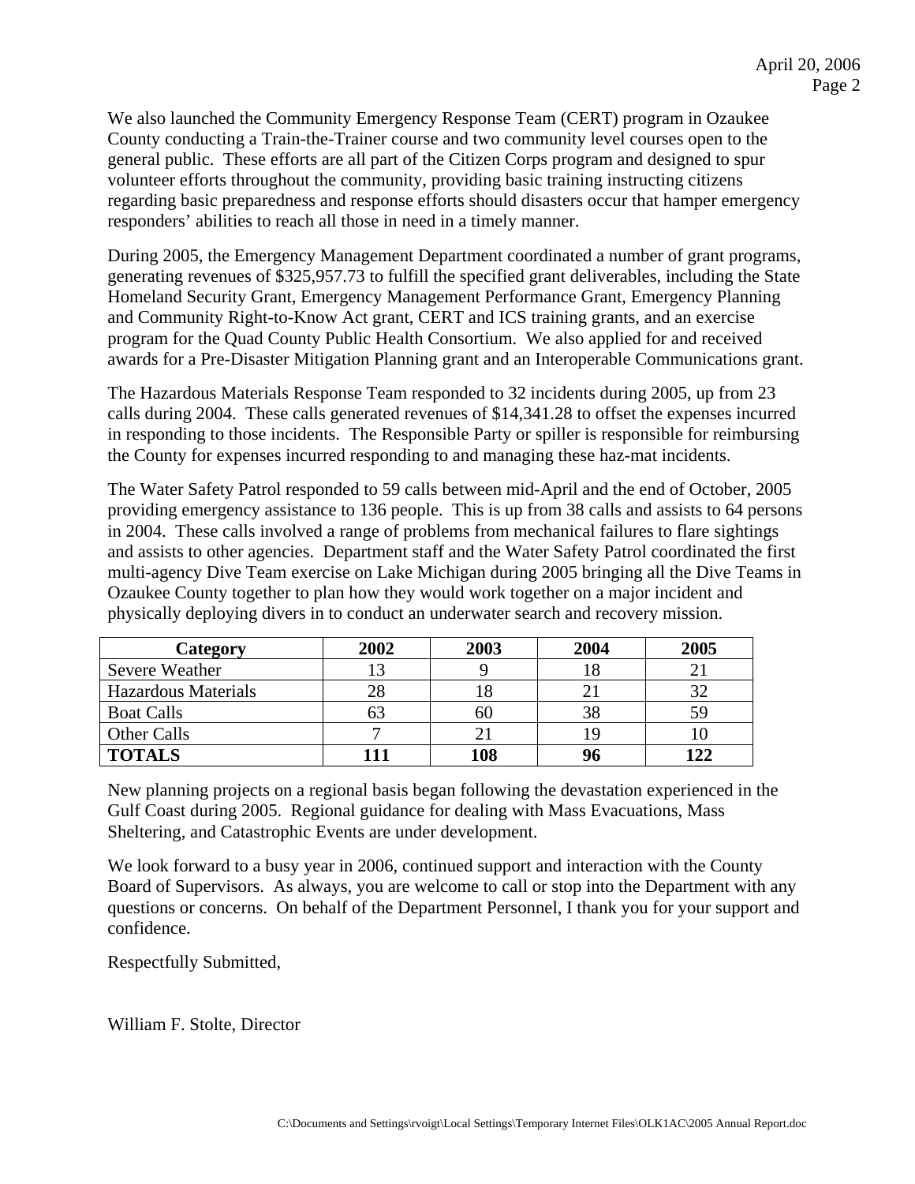We also launched the Community Emergency Response Team (CERT) program in Ozaukee County conducting a Train-the-Trainer course and two community level courses open to the general public. These efforts are all part of the Citizen Corps program and designed to spur volunteer efforts throughout the community, providing basic training instructing citizens regarding basic preparedness and response efforts should disasters occur that hamper emergency responders' abilities to reach all those in need in a timely manner.

During 2005, the Emergency Management Department coordinated a number of grant programs, generating revenues of $325,957.73 to fulfill the specified grant deliverables, including the State Homeland Security Grant, Emergency Management Performance Grant, Emergency Planning and Community Right-to-Know Act grant, CERT and ICS training grants, and an exercise program for the Quad County Public Health Consortium. We also applied for and received awards for a Pre-Disaster Mitigation Planning grant and an Interoperable Communications grant.

The Hazardous Materials Response Team responded to 32 incidents during 2005, up from 23 calls during 2004. These calls generated revenues of $14,341.28 to offset the expenses incurred in responding to those incidents. The Responsible Party or spiller is responsible for reimbursing the County for expenses incurred responding to and managing these haz-mat incidents.

The Water Safety Patrol responded to 59 calls between mid-April and the end of October, 2005 providing emergency assistance to 136 people. This is up from 38 calls and assists to 64 persons in 2004. These calls involved a range of problems from mechanical failures to flare sightings and assists to other agencies. Department staff and the Water Safety Patrol coordinated the first multi-agency Dive Team exercise on Lake Michigan during 2005 bringing all the Dive Teams in Ozaukee County together to plan how they would work together on a major incident and physically deploying divers in to conduct an underwater search and recovery mission.

| Category | 2002 | 2003 | 2004 | 2005 |
|---|---|---|---|---|
| Severe Weather | 13 | 9 | 18 | 21 |
| Hazardous Materials | 28 | 18 | 21 | 32 |
| Boat Calls | 63 | 60 | 38 | 59 |
| Other Calls | 7 | 21 | 19 | 10 |
| **TOTALS** | **111** | **108** | **96** | **122** |

New planning projects on a regional basis began following the devastation experienced in the Gulf Coast during 2005. Regional guidance for dealing with Mass Evacuations, Mass Sheltering, and Catastrophic Events are under development.

We look forward to a busy year in 2006, continued support and interaction with the County Board of Supervisors. As always, you are welcome to call or stop into the Department with any questions or concerns. On behalf of the Department Personnel, I thank you for your support and confidence.

Respectfully Submitted,

William F. Stolte, Director